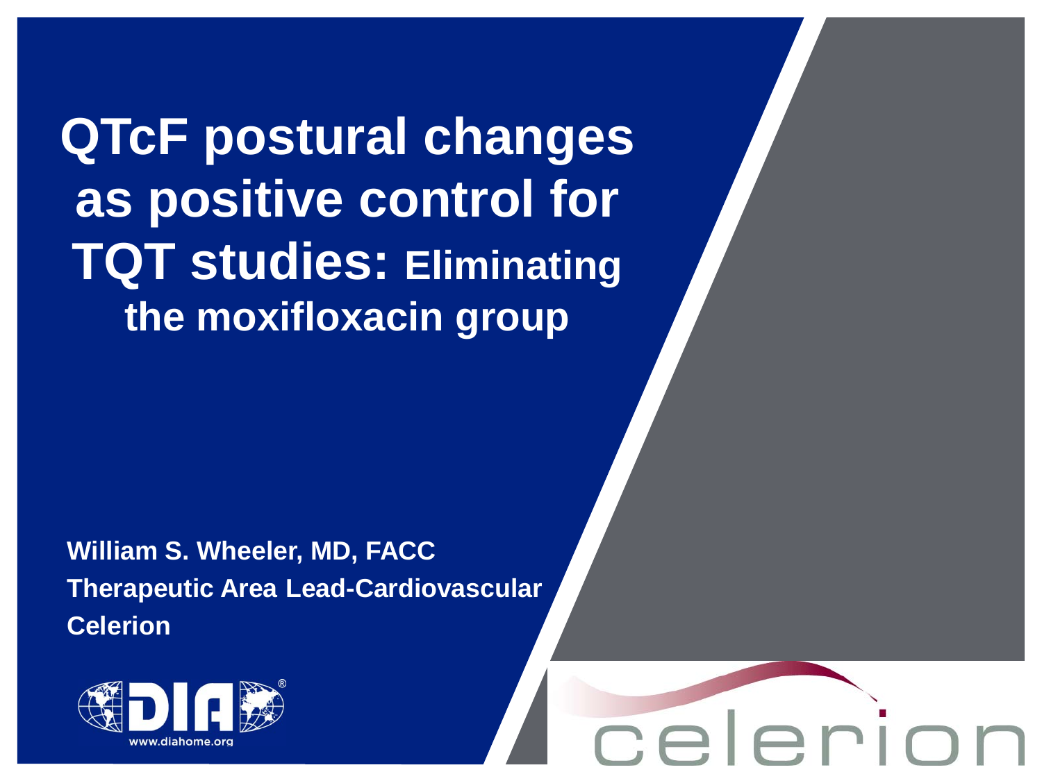# QTcF postural changes as positive control for TQT studies: Eliminating the moxifloxacin group

**William S. Wheeler, MD, FACC**
**Therapeutic Area Lead-Cardiovascular**
**Celerion**

www.diahome.org

celerion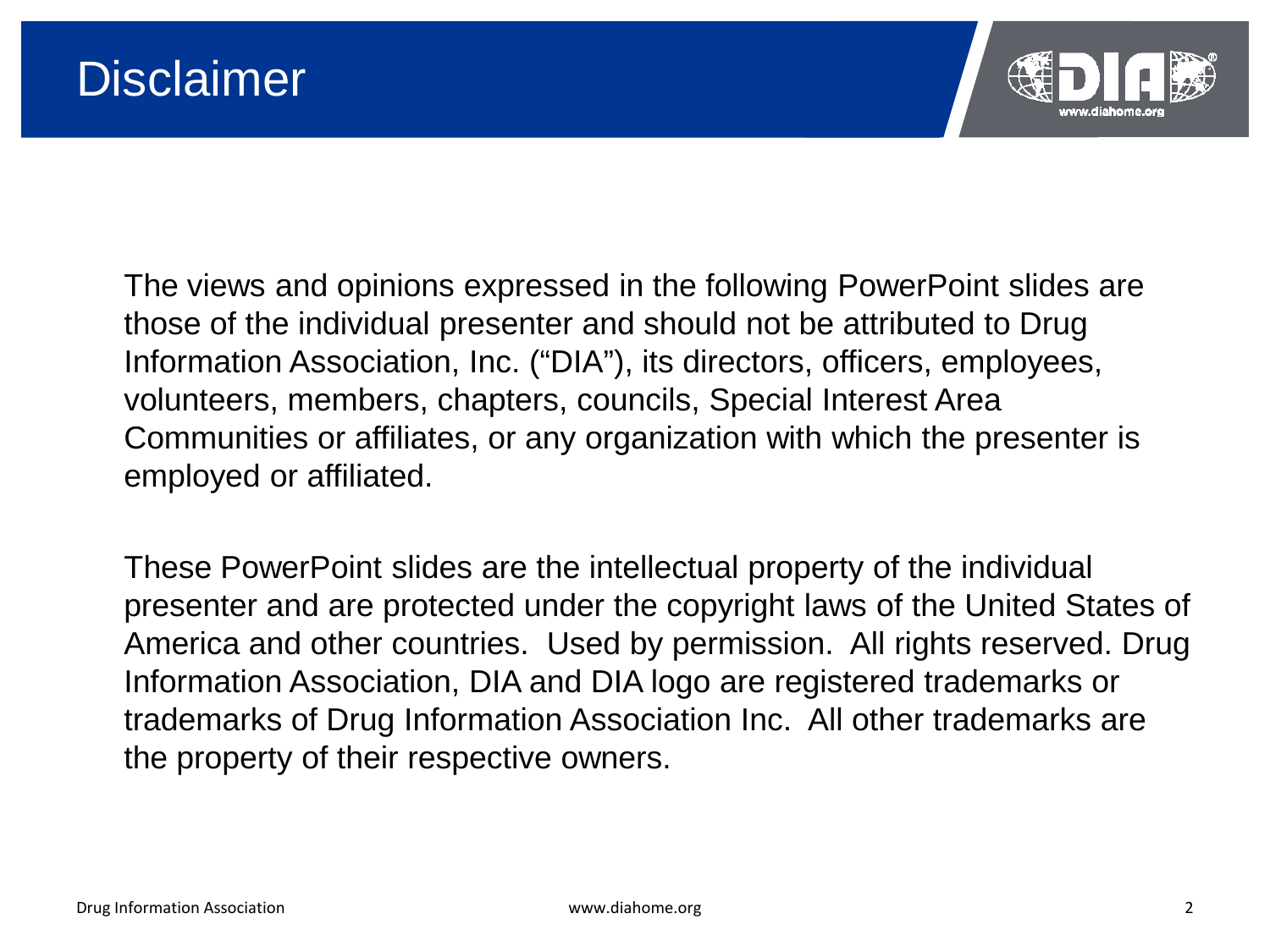# Disclaimer

The views and opinions expressed in the following PowerPoint slides are those of the individual presenter and should not be attributed to Drug Information Association, Inc. (“DIA”), its directors, officers, employees, volunteers, members, chapters, councils, Special Interest Area Communities or affiliates, or any organization with which the presenter is employed or affiliated.

These PowerPoint slides are the intellectual property of the individual presenter and are protected under the copyright laws of the United States of America and other countries. Used by permission. All rights reserved. Drug Information Association, DIA and DIA logo are registered trademarks or trademarks of Drug Information Association Inc. All other trademarks are the property of their respective owners.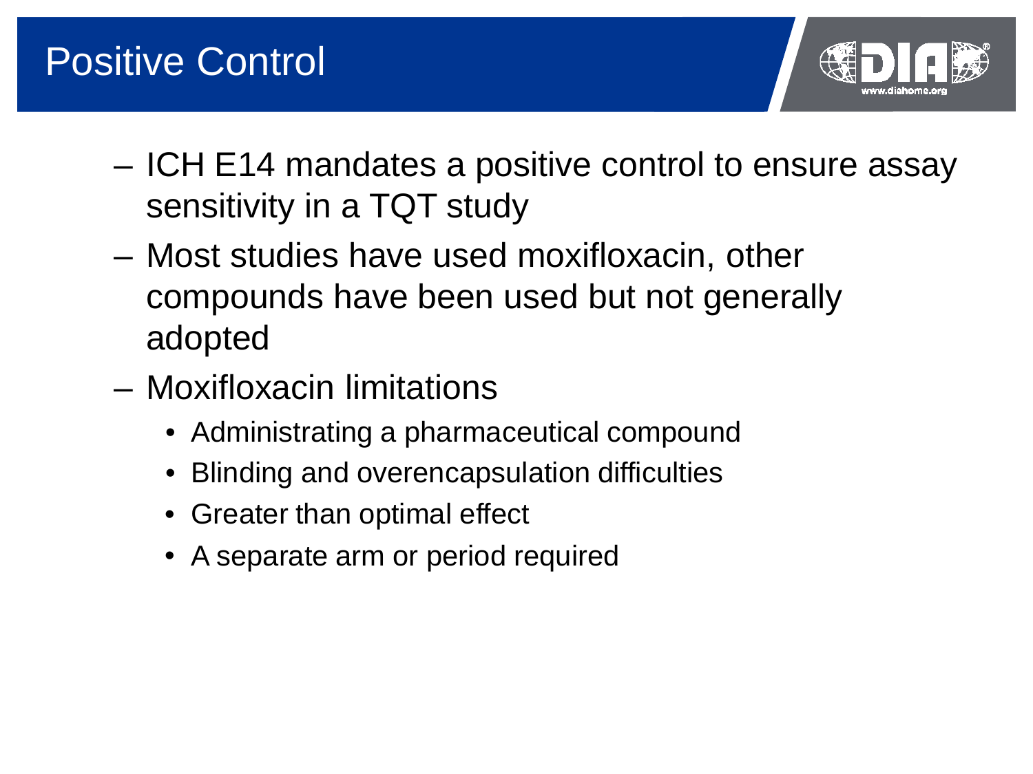# Positive Control

- ICH E14 mandates a positive control to ensure assay sensitivity in a TQT study
- Most studies have used moxifloxacin, other compounds have been used but not generally adopted
- Moxifloxacin limitations
  - Administrating a pharmaceutical compound
  - Blinding and overencapsulation difficulties
  - Greater than optimal effect
  - A separate arm or period required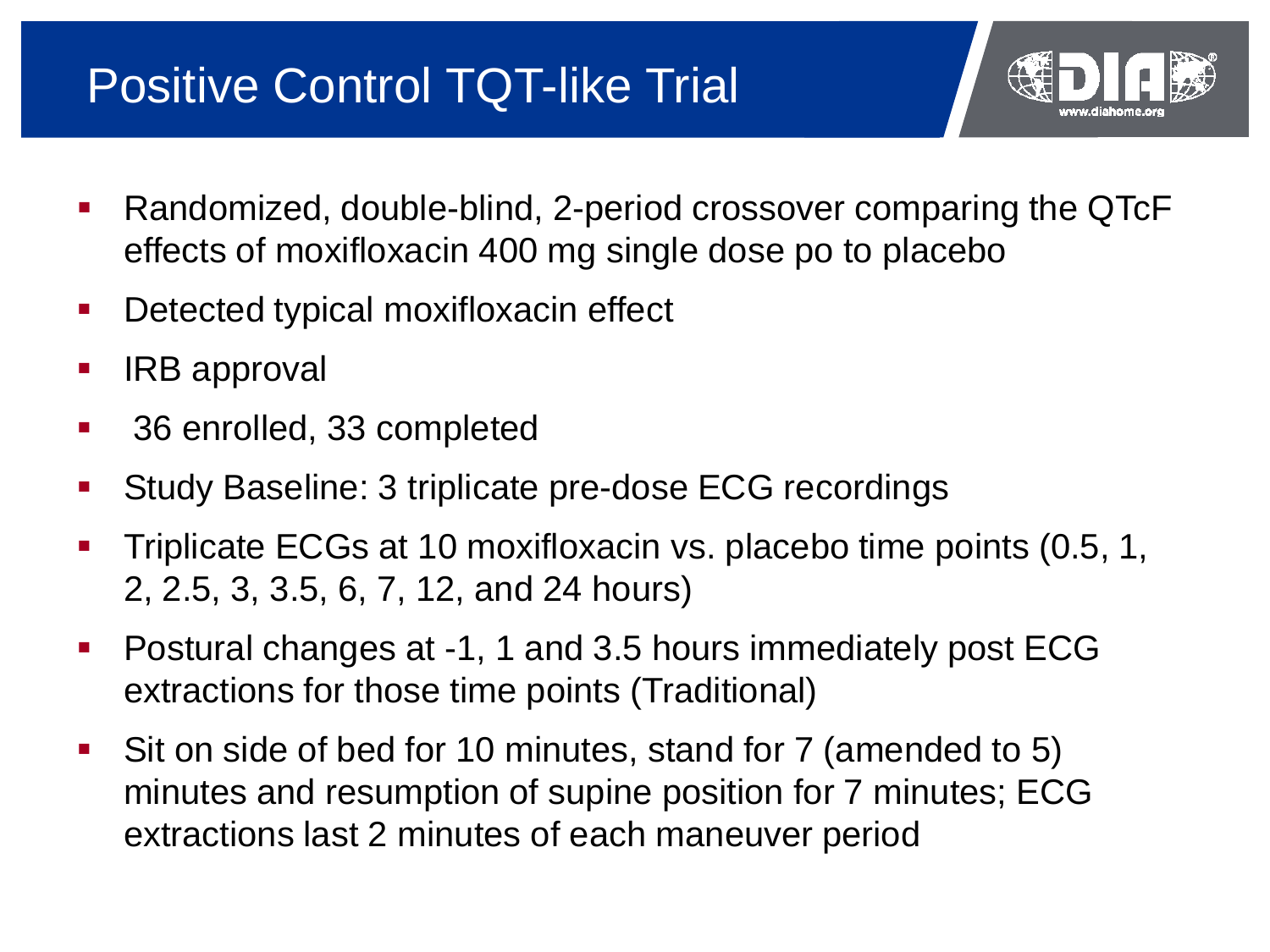# Positive Control TQT-like Trial

- Randomized, double-blind, 2-period crossover comparing the QTcF effects of moxifloxacin 400 mg single dose po to placebo
- Detected typical moxifloxacin effect
- IRB approval
- 36 enrolled, 33 completed
- Study Baseline: 3 triplicate pre-dose ECG recordings
- Triplicate ECGs at 10 moxifloxacin vs. placebo time points (0.5, 1, 2, 2.5, 3, 3.5, 6, 7, 12, and 24 hours)
- Postural changes at -1, 1 and 3.5 hours immediately post ECG extractions for those time points (Traditional)
- Sit on side of bed for 10 minutes, stand for 7 (amended to 5) minutes and resumption of supine position for 7 minutes; ECG extractions last 2 minutes of each maneuver period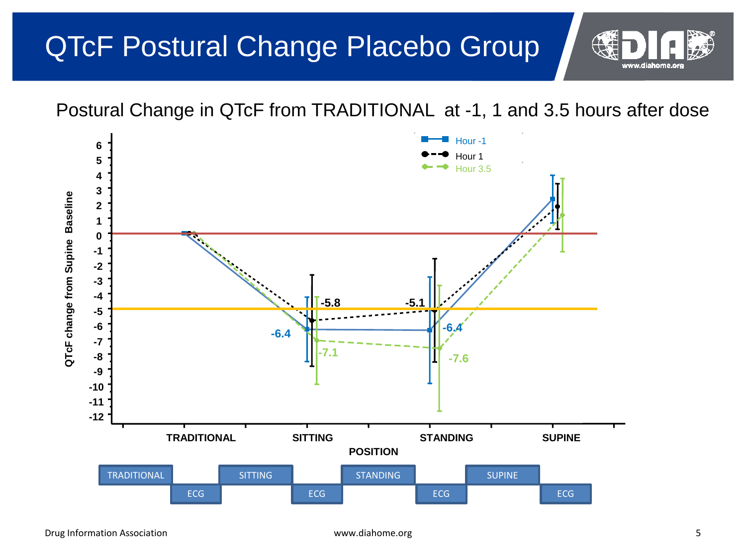# QTcF Postural Change Placebo Group

Postural Change in QTcF from TRADITIONAL at -1, 1 and 3.5 hours after dose

Hour -1
Hour 1
Hour 3.5

QTcF change from Supine Baseline

6
5
4
3
2
1
0
-1
-2
-3
-4
-5
-6
-7
-8
-9
-10
-11
-12

-5.8
-6.4
-7.1
-5.1
-6.4
-7.6

TRADITIONAL
SITTING
STANDING
SUPINE

POSITION

TRADITIONAL
ECG
SITTING
ECG
STANDING
ECG
SUPINE
ECG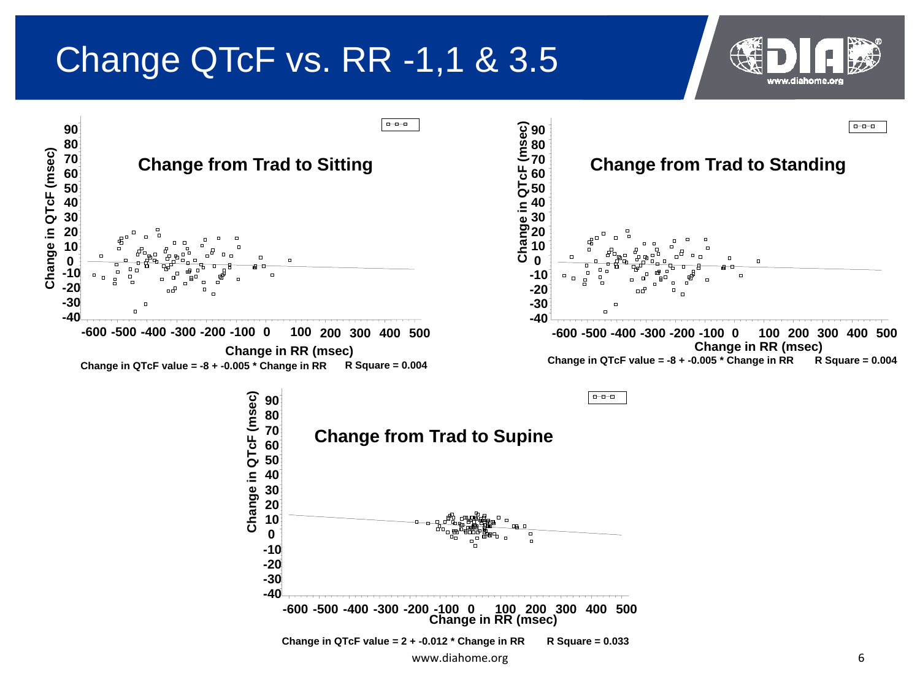# Change QTcF vs. RR -1,1 & 3.5

**Change from Trad to Sitting**

Change in QTcF (msec)

90
80
70
60
50
40
30
20
10
0
-10
-20
-30
-40

-600 -500 -400 -300 -200 -100 0 100 200 300 400 500

Change in RR (msec)

Change in QTcF value = -8 + -0.005 * Change in RR     R Square = 0.004

**Change from Trad to Standing**

Change in QTcF (msec)

90
80
70
60
50
40
30
20
10
0
-10
-20
-30
-40

-600 -500 -400 -300 -200 -100 0 100 200 300 400 500

Change in RR (msec)

Change in QTcF value = -8 + -0.005 * Change in RR     R Square = 0.004

**Change from Trad to Supine**

Change in QTcF (msec)

90
80
70
60
50
40
30
20
10
0
-10
-20
-30
-40

-600 -500 -400 -300 -200 -100 0 100 200 300 400 500

Change in RR (msec)

Change in QTcF value = 2 + -0.012 * Change in RR     R Square = 0.033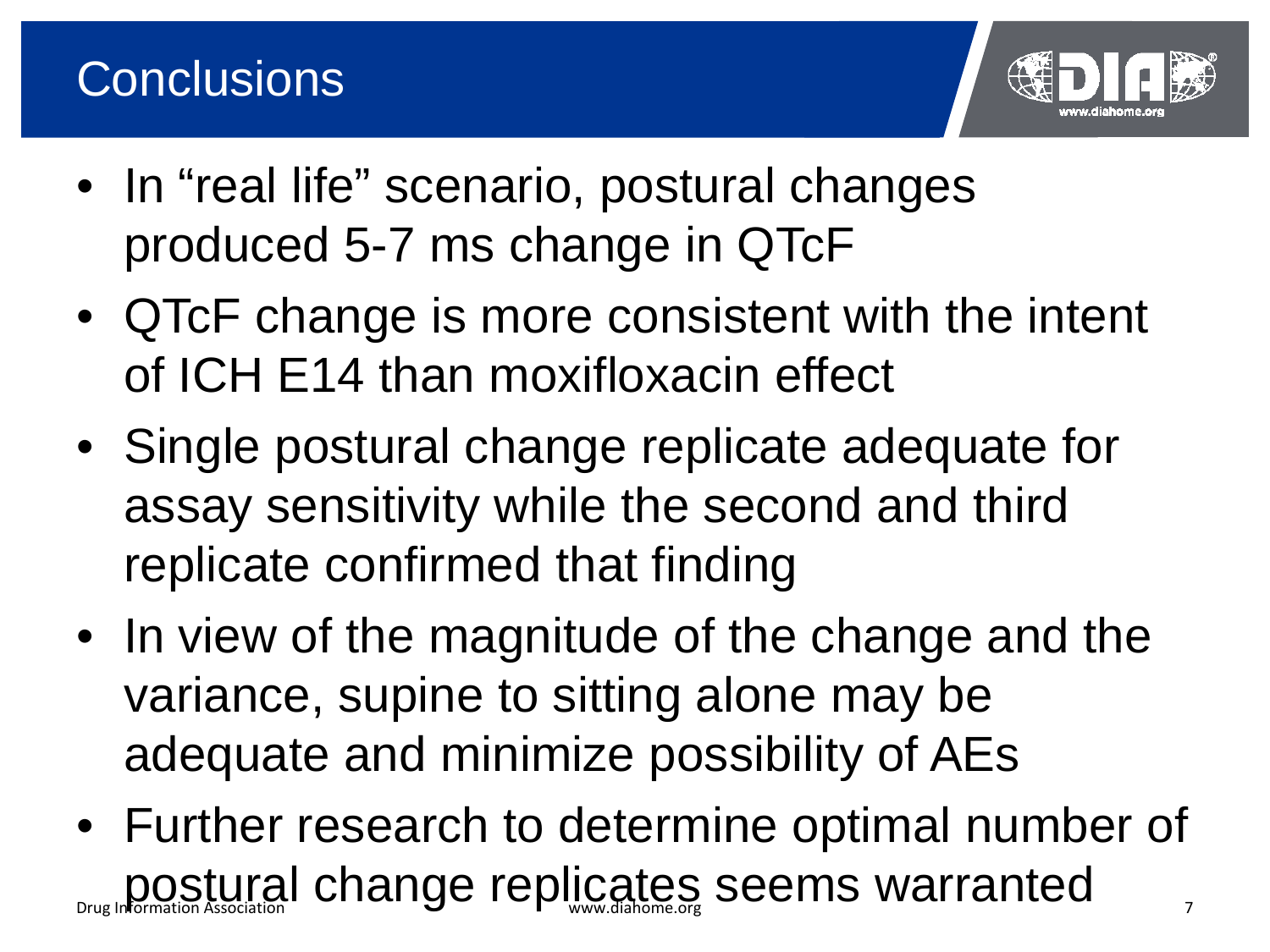# Conclusions

- In “real life” scenario, postural changes produced 5-7 ms change in QTcF
- QTcF change is more consistent with the intent of ICH E14 than moxifloxacin effect
- Single postural change replicate adequate for assay sensitivity while the second and third replicate confirmed that finding
- In view of the magnitude of the change and the variance, supine to sitting alone may be adequate and minimize possibility of AEs
- Further research to determine optimal number of postural change replicates seems warranted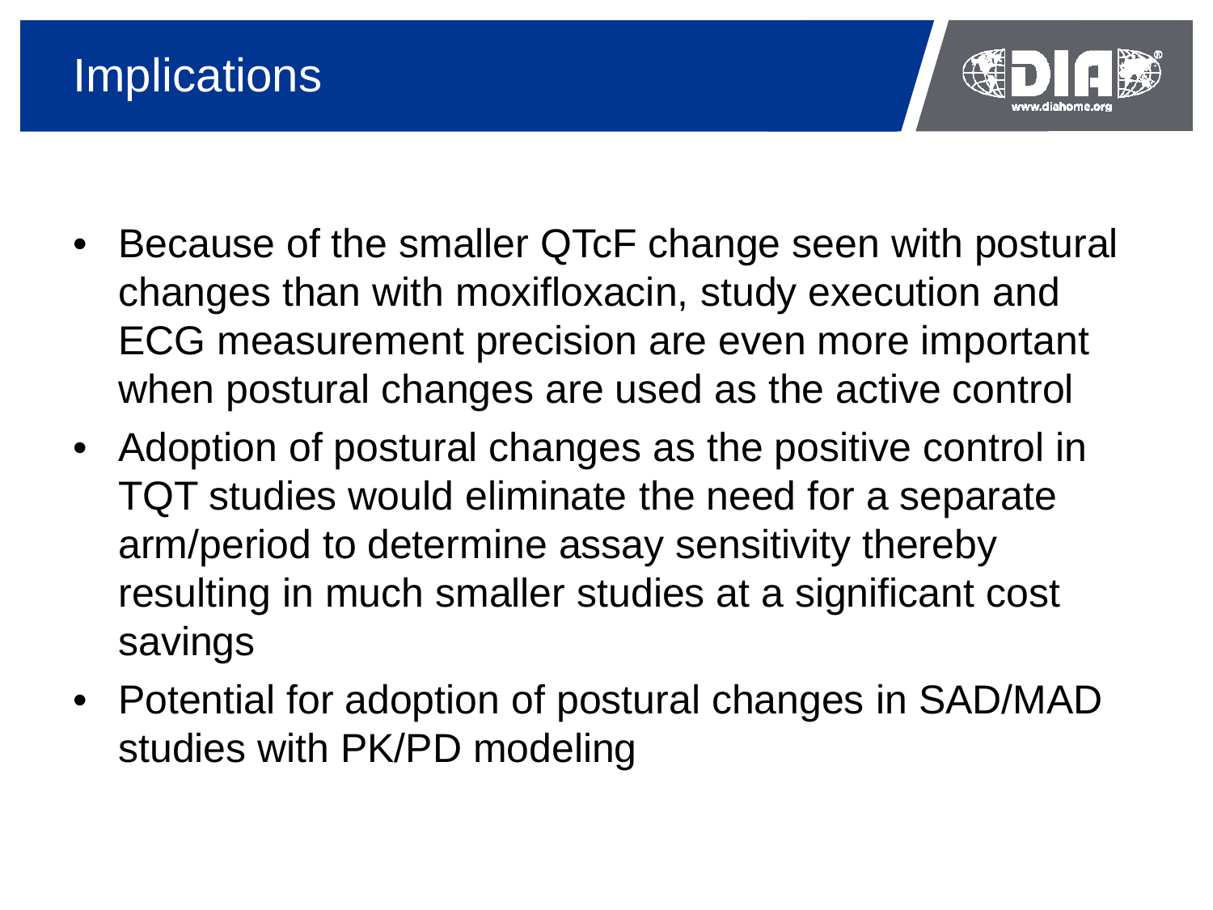# Implications

- Because of the smaller QTcF change seen with postural changes than with moxifloxacin, study execution and ECG measurement precision are even more important when postural changes are used as the active control
- Adoption of postural changes as the positive control in TQT studies would eliminate the need for a separate arm/period to determine assay sensitivity thereby resulting in much smaller studies at a significant cost savings
- Potential for adoption of postural changes in SAD/MAD studies with PK/PD modeling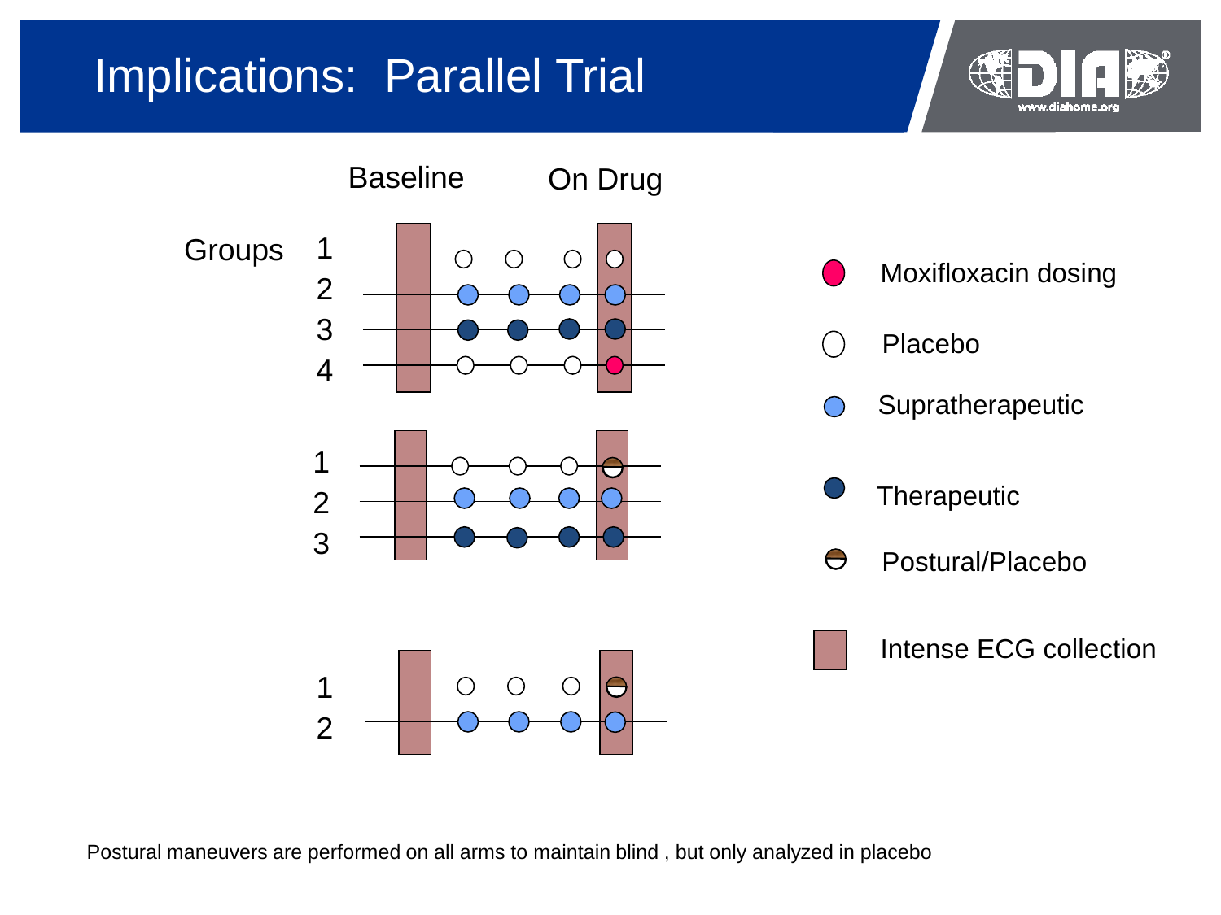# Implications: Parallel Trial

Baseline

On Drug

Groups

1
2
3
4

1
2
3

1
2

Moxifloxacin dosing

Placebo

Supratherapeutic

Therapeutic

Postural/Placebo

Intense ECG collection

Postural maneuvers are performed on all arms to maintain blind , but only analyzed in placebo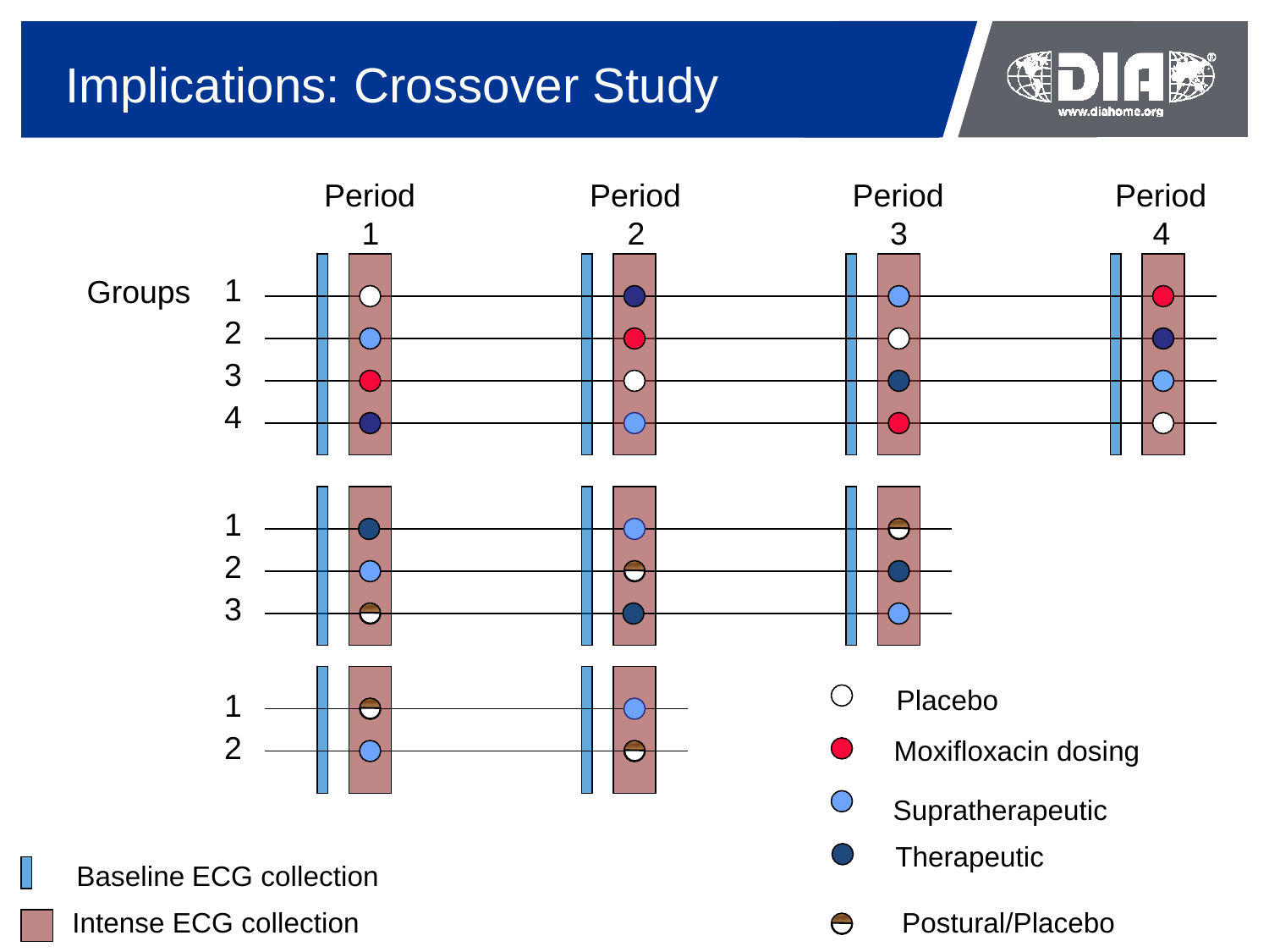# Implications: Crossover Study

Period 1

Period 2

Period 3

Period 4

Groups 1

2

3

4

1

2

3

1

2

Placebo

Moxifloxacin dosing

Supratherapeutic

Therapeutic

Postural/Placebo

Baseline ECG collection

Intense ECG collection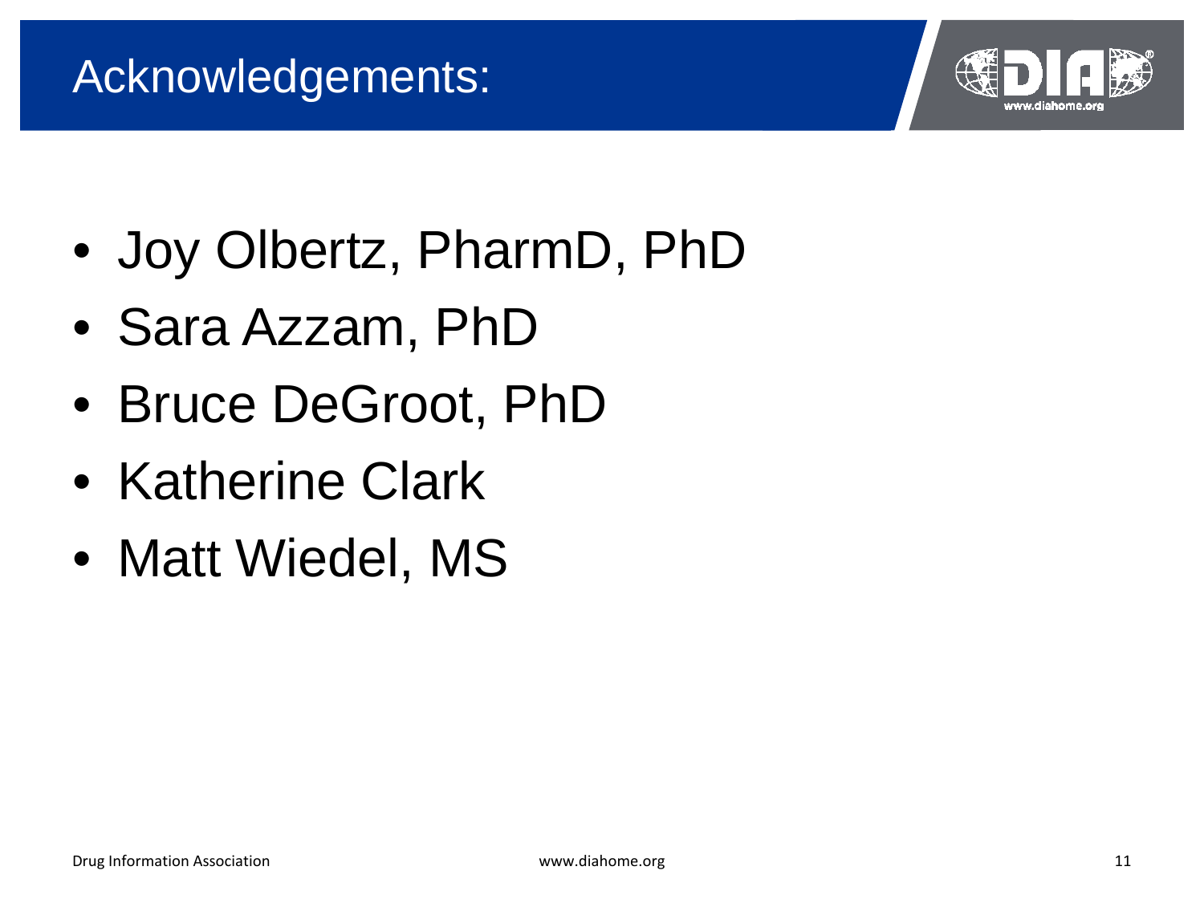# Acknowledgements:

- Joy Olbertz, PharmD, PhD
- Sara Azzam, PhD
- Bruce DeGroot, PhD
- Katherine Clark
- Matt Wiedel, MS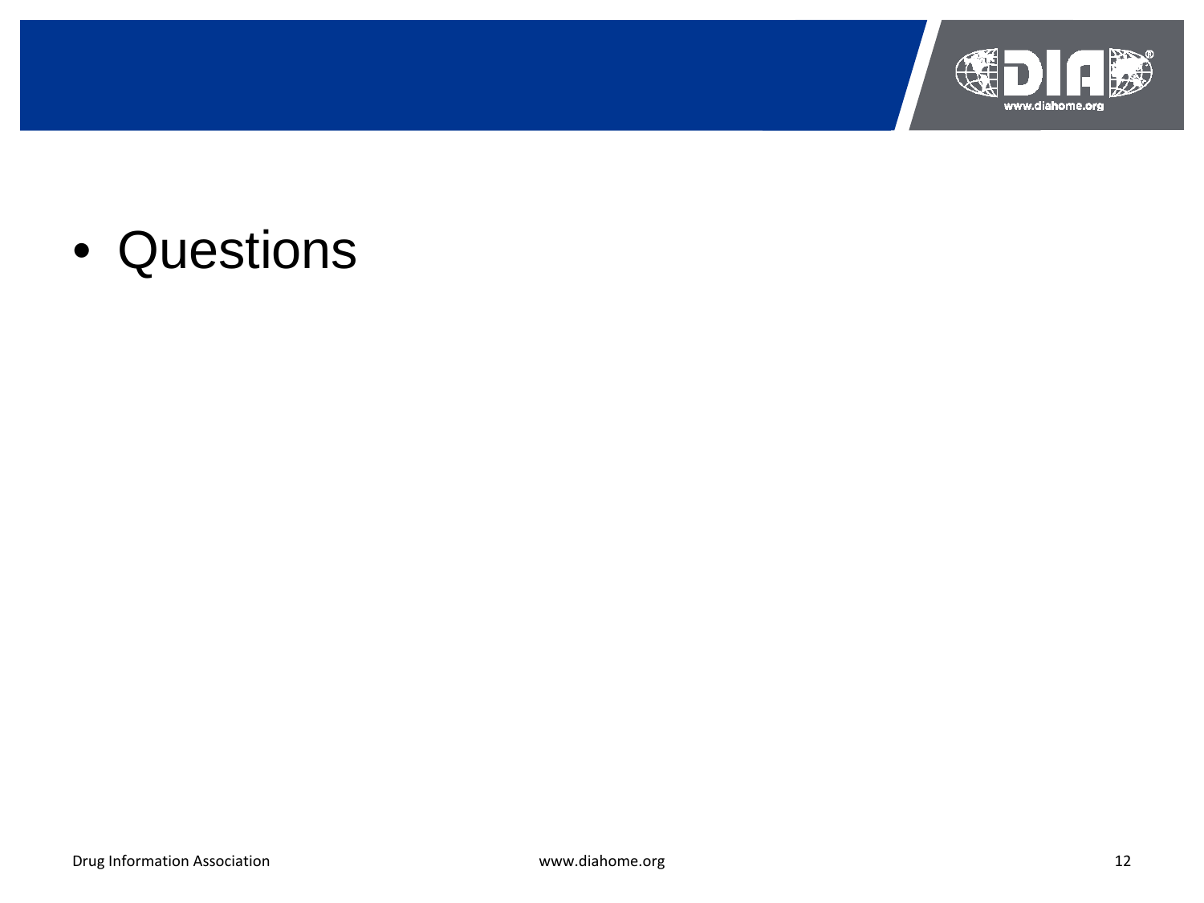- Questions